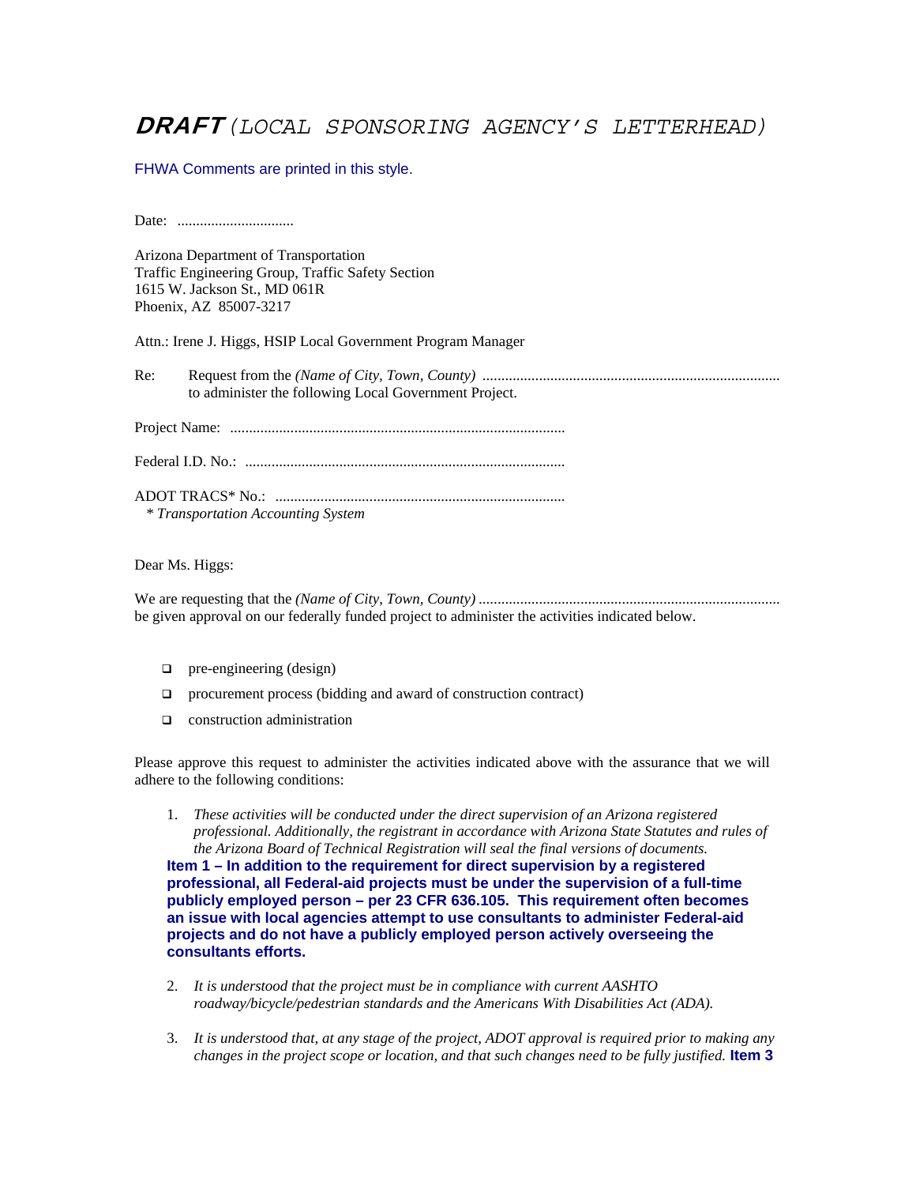# ***DRAFT*** *(LOCAL SPONSORING AGENCY'S LETTERHEAD)*

FHWA Comments are printed in this style.

Date: ...............................

Arizona Department of Transportation
Traffic Engineering Group, Traffic Safety Section
1615 W. Jackson St., MD 061R
Phoenix, AZ 85007-3217

Attn.: Irene J. Higgs, HSIP Local Government Program Manager

Re: Request from the *(Name of City, Town, County)* ..............................................................................
to administer the following Local Government Project.

Project Name: ........................................................................................

Federal I.D. No.: ....................................................................................

ADOT TRACS* No.: ............................................................................
\* *Transportation Accounting System*

Dear Ms. Higgs:

We are requesting that the *(Name of City, Town, County)* ...............................................................................
be given approval on our federally funded project to administer the activities indicated below.

- ☐ pre-engineering (design)
- ☐ procurement process (bidding and award of construction contract)
- ☐ construction administration

Please approve this request to administer the activities indicated above with the assurance that we will adhere to the following conditions:

1. *These activities will be conducted under the direct supervision of an Arizona registered professional. Additionally, the registrant in accordance with Arizona State Statutes and rules of the Arizona Board of Technical Registration will seal the final versions of documents.*

   **Item 1 – In addition to the requirement for direct supervision by a registered professional, all Federal-aid projects must be under the supervision of a full-time publicly employed person – per 23 CFR 636.105. This requirement often becomes an issue with local agencies attempt to use consultants to administer Federal-aid projects and do not have a publicly employed person actively overseeing the consultants efforts.**

2. *It is understood that the project must be in compliance with current AASHTO roadway/bicycle/pedestrian standards and the Americans With Disabilities Act (ADA).*

3. *It is understood that, at any stage of the project, ADOT approval is required prior to making any changes in the project scope or location, and that such changes need to be fully justified.* **Item 3**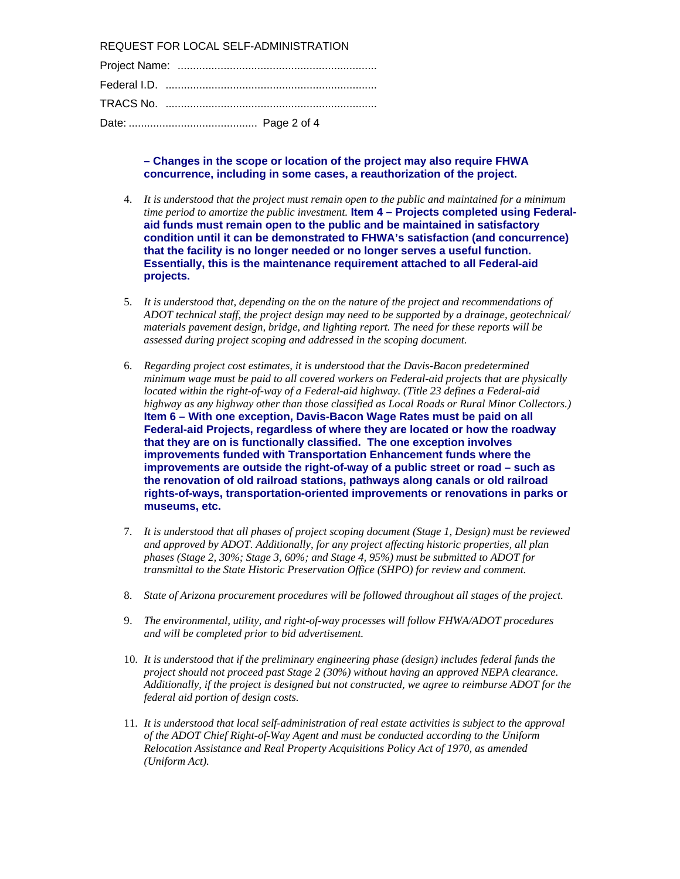REQUEST FOR LOCAL SELF-ADMINISTRATION

Project Name: .................................................................

Federal I.D. .....................................................................

TRACS No. .....................................................................

Date: ..........................................

**– Changes in the scope or location of the project may also require FHWA concurrence, including in some cases, a reauthorization of the project.**

4. *It is understood that the project must remain open to the public and maintained for a minimum time period to amortize the public investment.* **Item 4 – Projects completed using Federal-aid funds must remain open to the public and be maintained in satisfactory condition until it can be demonstrated to FHWA's satisfaction (and concurrence) that the facility is no longer needed or no longer serves a useful function. Essentially, this is the maintenance requirement attached to all Federal-aid projects.**

5. *It is understood that, depending on the on the nature of the project and recommendations of ADOT technical staff, the project design may need to be supported by a drainage, geotechnical/ materials pavement design, bridge, and lighting report. The need for these reports will be assessed during project scoping and addressed in the scoping document.*

6. *Regarding project cost estimates, it is understood that the Davis-Bacon predetermined minimum wage must be paid to all covered workers on Federal-aid projects that are physically located within the right-of-way of a Federal-aid highway. (Title 23 defines a Federal-aid highway as any highway other than those classified as Local Roads or Rural Minor Collectors.)* **Item 6 – With one exception, Davis-Bacon Wage Rates must be paid on all Federal-aid Projects, regardless of where they are located or how the roadway that they are on is functionally classified. The one exception involves improvements funded with Transportation Enhancement funds where the improvements are outside the right-of-way of a public street or road – such as the renovation of old railroad stations, pathways along canals or old railroad rights-of-ways, transportation-oriented improvements or renovations in parks or museums, etc.**

7. *It is understood that all phases of project scoping document (Stage 1, Design) must be reviewed and approved by ADOT. Additionally, for any project affecting historic properties, all plan phases (Stage 2, 30%; Stage 3, 60%; and Stage 4, 95%) must be submitted to ADOT for transmittal to the State Historic Preservation Office (SHPO) for review and comment.*

8. *State of Arizona procurement procedures will be followed throughout all stages of the project.*

9. *The environmental, utility, and right-of-way processes will follow FHWA/ADOT procedures and will be completed prior to bid advertisement.*

10. *It is understood that if the preliminary engineering phase (design) includes federal funds the project should not proceed past Stage 2 (30%) without having an approved NEPA clearance. Additionally, if the project is designed but not constructed, we agree to reimburse ADOT for the federal aid portion of design costs.*

11. *It is understood that local self-administration of real estate activities is subject to the approval of the ADOT Chief Right-of-Way Agent and must be conducted according to the Uniform Relocation Assistance and Real Property Acquisitions Policy Act of 1970, as amended (Uniform Act).*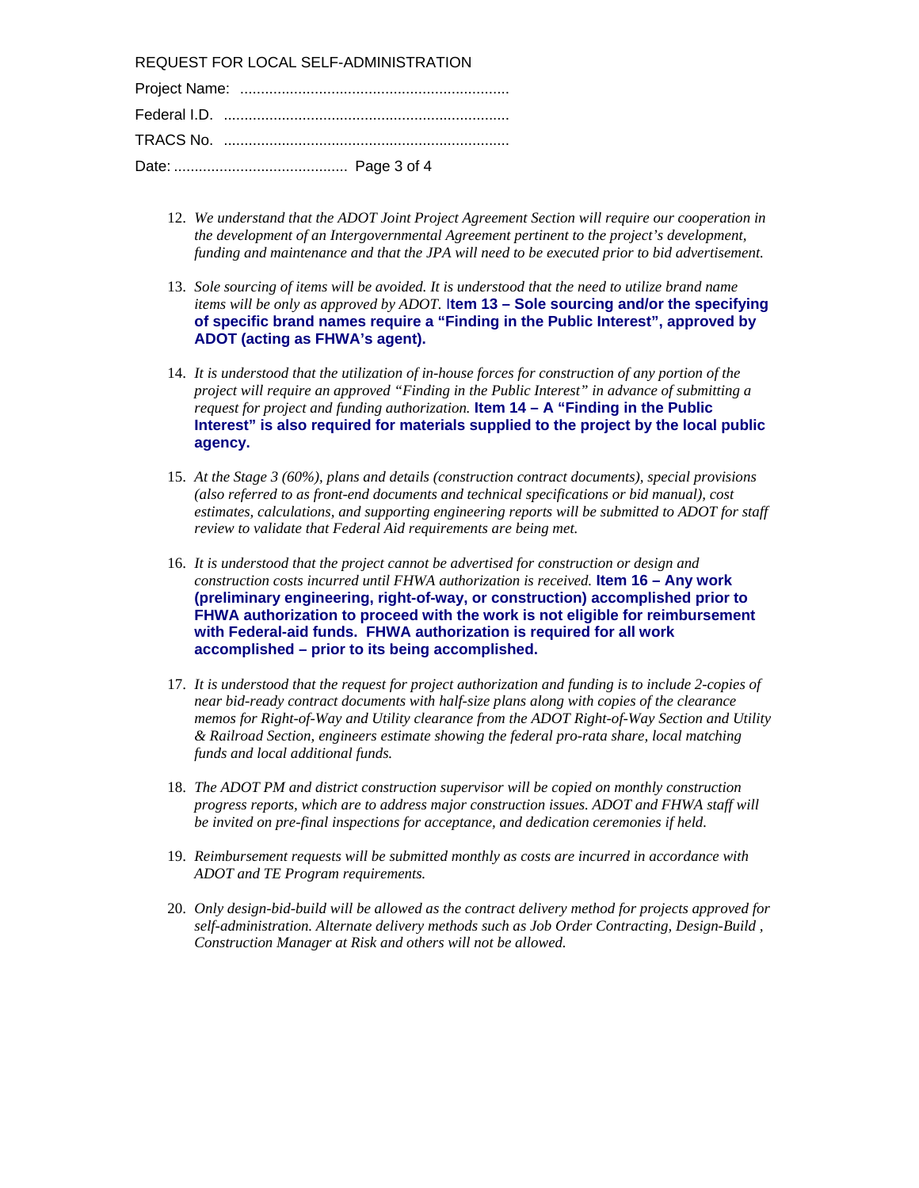REQUEST FOR LOCAL SELF-ADMINISTRATION

Project Name: ..................................................................

Federal I.D. ......................................................................

TRACS No. ......................................................................

Date: ..........................................

12. *We understand that the ADOT Joint Project Agreement Section will require our cooperation in the development of an Intergovernmental Agreement pertinent to the project's development, funding and maintenance and that the JPA will need to be executed prior to bid advertisement.*

13. *Sole sourcing of items will be avoided. It is understood that the need to utilize brand name items will be only as approved by ADOT.* **Item 13 – Sole sourcing and/or the specifying of specific brand names require a "Finding in the Public Interest", approved by ADOT (acting as FHWA's agent).**

14. *It is understood that the utilization of in-house forces for construction of any portion of the project will require an approved "Finding in the Public Interest" in advance of submitting a request for project and funding authorization.* **Item 14 – A "Finding in the Public Interest" is also required for materials supplied to the project by the local public agency.**

15. *At the Stage 3 (60%), plans and details (construction contract documents), special provisions (also referred to as front-end documents and technical specifications or bid manual), cost estimates, calculations, and supporting engineering reports will be submitted to ADOT for staff review to validate that Federal Aid requirements are being met.*

16. *It is understood that the project cannot be advertised for construction or design and construction costs incurred until FHWA authorization is received.* **Item 16 – Any work (preliminary engineering, right-of-way, or construction) accomplished prior to FHWA authorization to proceed with the work is not eligible for reimbursement with Federal-aid funds. FHWA authorization is required for all work accomplished – prior to its being accomplished.**

17. *It is understood that the request for project authorization and funding is to include 2-copies of near bid-ready contract documents with half-size plans along with copies of the clearance memos for Right-of-Way and Utility clearance from the ADOT Right-of-Way Section and Utility & Railroad Section, engineers estimate showing the federal pro-rata share, local matching funds and local additional funds.*

18. *The ADOT PM and district construction supervisor will be copied on monthly construction progress reports, which are to address major construction issues. ADOT and FHWA staff will be invited on pre-final inspections for acceptance, and dedication ceremonies if held.*

19. *Reimbursement requests will be submitted monthly as costs are incurred in accordance with ADOT and TE Program requirements.*

20. *Only design-bid-build will be allowed as the contract delivery method for projects approved for self-administration. Alternate delivery methods such as Job Order Contracting, Design-Build , Construction Manager at Risk and others will not be allowed.*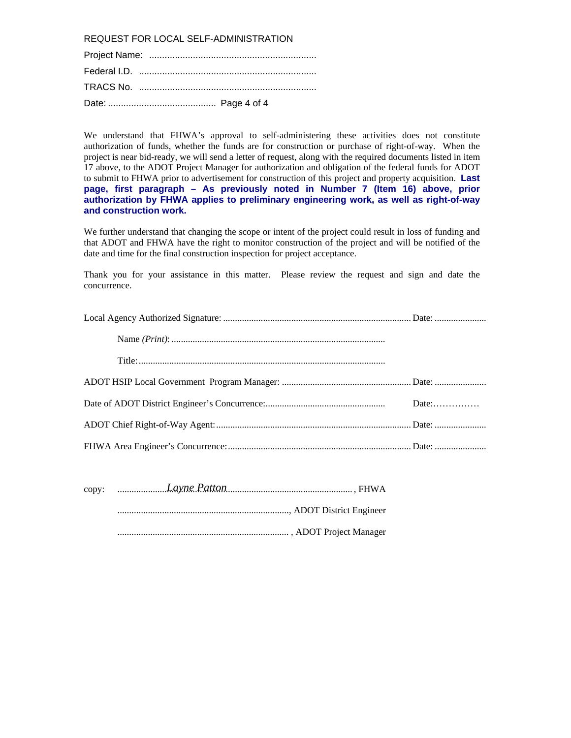REQUEST FOR LOCAL SELF-ADMINISTRATION

Project Name: ..................................................................

Federal I.D. ......................................................................

TRACS No. ......................................................................

Date: .......................................... Page 4 of 4

We understand that FHWA's approval to self-administering these activities does not constitute authorization of funds, whether the funds are for construction or purchase of right-of-way. When the project is near bid-ready, we will send a letter of request, along with the required documents listed in item 17 above, to the ADOT Project Manager for authorization and obligation of the federal funds for ADOT to submit to FHWA prior to advertisement for construction of this project and property acquisition. **Last page, first paragraph – As previously noted in Number 7 (Item 16) above, prior authorization by FHWA applies to preliminary engineering work, as well as right-of-way and construction work.**

We further understand that changing the scope or intent of the project could result in loss of funding and that ADOT and FHWA have the right to monitor construction of the project and will be notified of the date and time for the final construction inspection for project acceptance.

Thank you for your assistance in this matter. Please review the request and sign and date the concurrence.

Local Agency Authorized Signature: ................................................................................ Date: ......................

Name *(Print)*: ..........................................................................................

Title: ........................................................................................................

ADOT HSIP Local Government Program Manager: ....................................................... Date: ......................

Date of ADOT District Engineer's Concurrence: .................................................. Date:……………

ADOT Chief Right-of-Way Agent: ................................................................................... Date: ......................

FHWA Area Engineer's Concurrence: ............................................................................. Date: ......................

copy: ..................*Layne Patton*...................................................................., FHWA

........................................................................, ADOT District Engineer

........................................................................, ADOT Project Manager